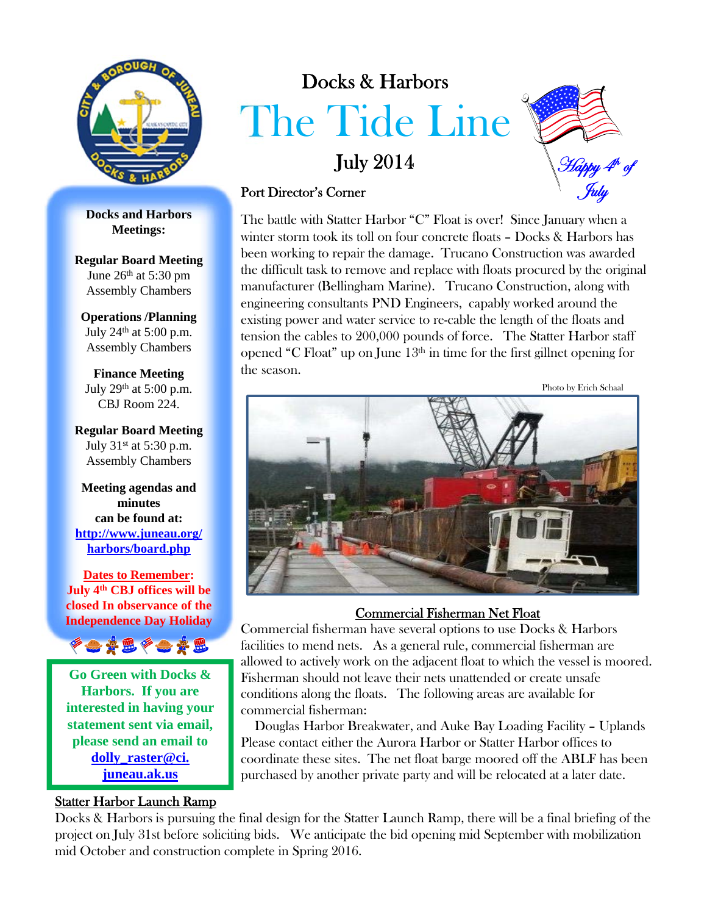# Docks & Harbors

# The Tide Line

July 2014

*Happy 4th of July*

## Port Director's Corner

The battle with Statter Harbor "C" Float is over! Since January when a winter storm took its toll on four concrete floats – Docks & Harbors has been working to repair the damage. Trucano Construction was awarded the difficult task to remove and replace with floats procured by the original manufacturer (Bellingham Marine). Trucano Construction, along with engineering consultants PND Engineers, capably worked around the existing power and water service to re-cable the length of the floats and tension the cables to 200,000 pounds of force. The Statter Harbor staff opened "C Float" up on June 13th in time for the first gillnet opening for the season.

Photo by Erich Schaal

## Commercial Fisherman Net Float

Commercial fisherman have several options to use Docks & Harbors facilities to mend nets. As a general rule, commercial fisherman are allowed to actively work on the adjacent float to which the vessel is moored. Fisherman should not leave their nets unattended or create unsafe conditions along the floats. The following areas are available for commercial fisherman:

Douglas Harbor Breakwater, and Auke Bay Loading Facility – Uplands Please contact either the Aurora Harbor or Statter Harbor offices to coordinate these sites. The net float barge moored off the ABLF has been purchased by another private party and will be relocated at a later date.

**Docks and Harbors Meetings:**

**Regular Board Meeting**
June 26th at 5:30 pm
Assembly Chambers

**Operations /Planning**
July 24th at 5:00 p.m.
Assembly Chambers

**Finance Meeting**
July 29th at 5:00 p.m.
CBJ Room 224.

**Regular Board Meeting**
July 31st at 5:30 p.m.
Assembly Chambers

**Meeting agendas and minutes can be found at:**
**http://www.juneau.org/harbors/board.php**

**Dates to Remember:**
**July 4th CBJ offices will be closed In observance of the Independence Day Holiday**

**Go Green with Docks & Harbors. If you are interested in having your statement sent via email, please send an email to dolly_raster@ci.juneau.ak.us**

## Statter Harbor Launch Ramp

Docks & Harbors is pursuing the final design for the Statter Launch Ramp, there will be a final briefing of the project on July 31st before soliciting bids. We anticipate the bid opening mid September with mobilization mid October and construction complete in Spring 2016.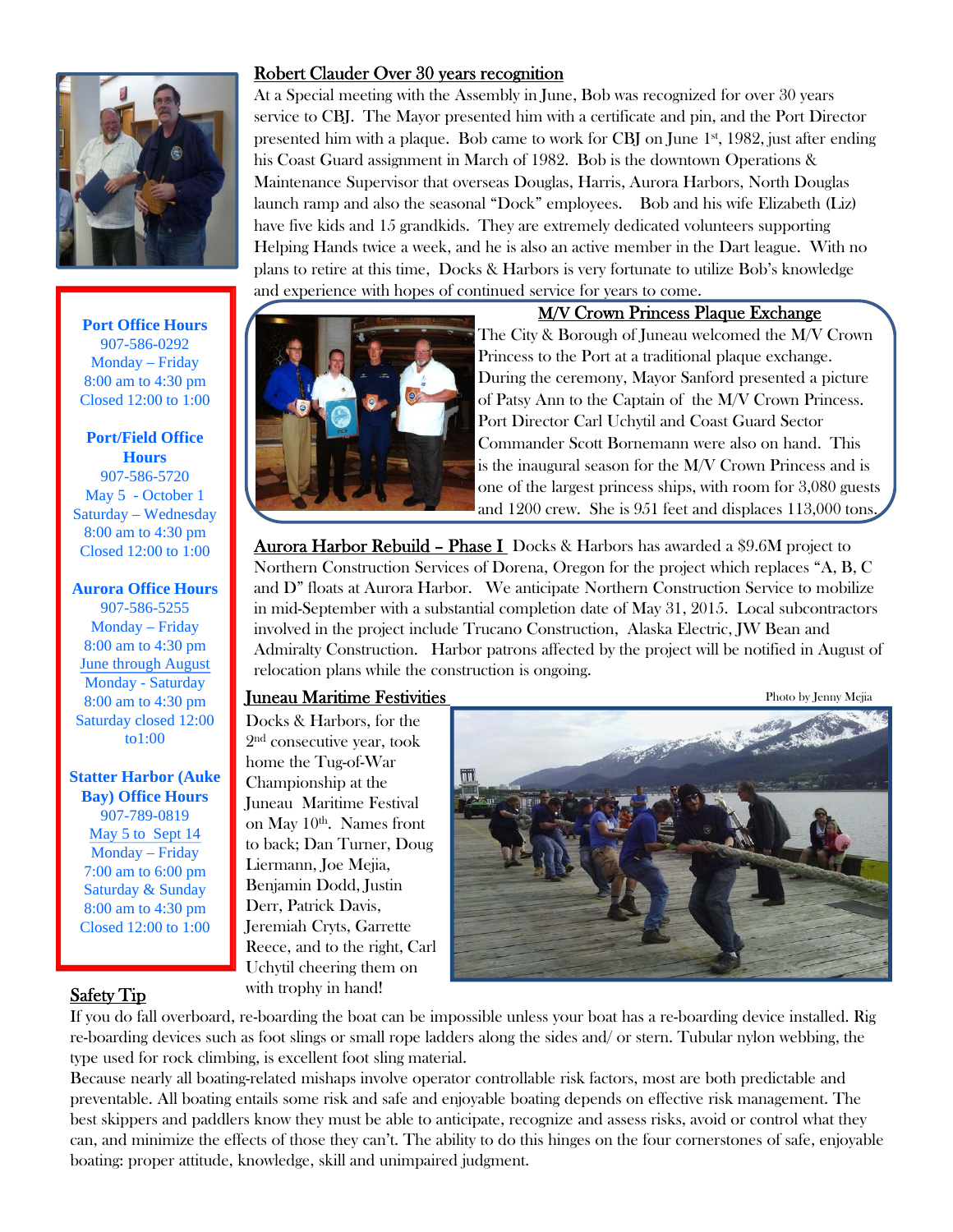## Robert Clauder Over 30 years recognition

At a Special meeting with the Assembly in June, Bob was recognized for over 30 years service to CBJ. The Mayor presented him with a certificate and pin, and the Port Director presented him with a plaque. Bob came to work for CBJ on June 1st, 1982, just after ending his Coast Guard assignment in March of 1982. Bob is the downtown Operations & Maintenance Supervisor that overseas Douglas, Harris, Aurora Harbors, North Douglas launch ramp and also the seasonal "Dock" employees. Bob and his wife Elizabeth (Liz) have five kids and 15 grandkids. They are extremely dedicated volunteers supporting Helping Hands twice a week, and he is also an active member in the Dart league. With no plans to retire at this time, Docks & Harbors is very fortunate to utilize Bob's knowledge and experience with hopes of continued service for years to come.

**Port Office Hours**
907-586-0292
Monday – Friday
8:00 am to 4:30 pm
Closed 12:00 to 1:00

**Port/Field Office Hours**
907-586-5720
May 5 - October 1
Saturday – Wednesday
8:00 am to 4:30 pm
Closed 12:00 to 1:00

**Aurora Office Hours**
907-586-5255
Monday – Friday
8:00 am to 4:30 pm
June through August
Monday - Saturday
8:00 am to 4:30 pm
Saturday closed 12:00 to1:00

**Statter Harbor (Auke Bay) Office Hours**
907-789-0819
May 5 to Sept 14
Monday – Friday
7:00 am to 6:00 pm
Saturday & Sunday
8:00 am to 4:30 pm
Closed 12:00 to 1:00

## M/V Crown Princess Plaque Exchange

The City & Borough of Juneau welcomed the M/V Crown Princess to the Port at a traditional plaque exchange. During the ceremony, Mayor Sanford presented a picture of Patsy Ann to the Captain of the M/V Crown Princess. Port Director Carl Uchytil and Coast Guard Sector Commander Scott Bornemann were also on hand. This is the inaugural season for the M/V Crown Princess and is one of the largest princess ships, with room for 3,080 guests and 1200 crew. She is 951 feet and displaces 113,000 tons.

## Aurora Harbor Rebuild – Phase I

Docks & Harbors has awarded a $9.6M project to Northern Construction Services of Dorena, Oregon for the project which replaces "A, B, C and D" floats at Aurora Harbor. We anticipate Northern Construction Service to mobilize in mid-September with a substantial completion date of May 31, 2015. Local subcontractors involved in the project include Trucano Construction, Alaska Electric, JW Bean and Admiralty Construction. Harbor patrons affected by the project will be notified in August of relocation plans while the construction is ongoing.

## Juneau Maritime Festivities

Photo by Jenny Mejia

Docks & Harbors, for the 2nd consecutive year, took home the Tug-of-War Championship at the Juneau Maritime Festival on May 10th. Names front to back; Dan Turner, Doug Liermann, Joe Mejia, Benjamin Dodd, Justin Derr, Patrick Davis, Jeremiah Cryts, Garrette Reece, and to the right, Carl Uchytil cheering them on with trophy in hand!

## Safety Tip

If you do fall overboard, re-boarding the boat can be impossible unless your boat has a re-boarding device installed. Rig re-boarding devices such as foot slings or small rope ladders along the sides and/ or stern. Tubular nylon webbing, the type used for rock climbing, is excellent foot sling material.

Because nearly all boating-related mishaps involve operator controllable risk factors, most are both predictable and preventable. All boating entails some risk and safe and enjoyable boating depends on effective risk management. The best skippers and paddlers know they must be able to anticipate, recognize and assess risks, avoid or control what they can, and minimize the effects of those they can't. The ability to do this hinges on the four cornerstones of safe, enjoyable boating: proper attitude, knowledge, skill and unimpaired judgment.